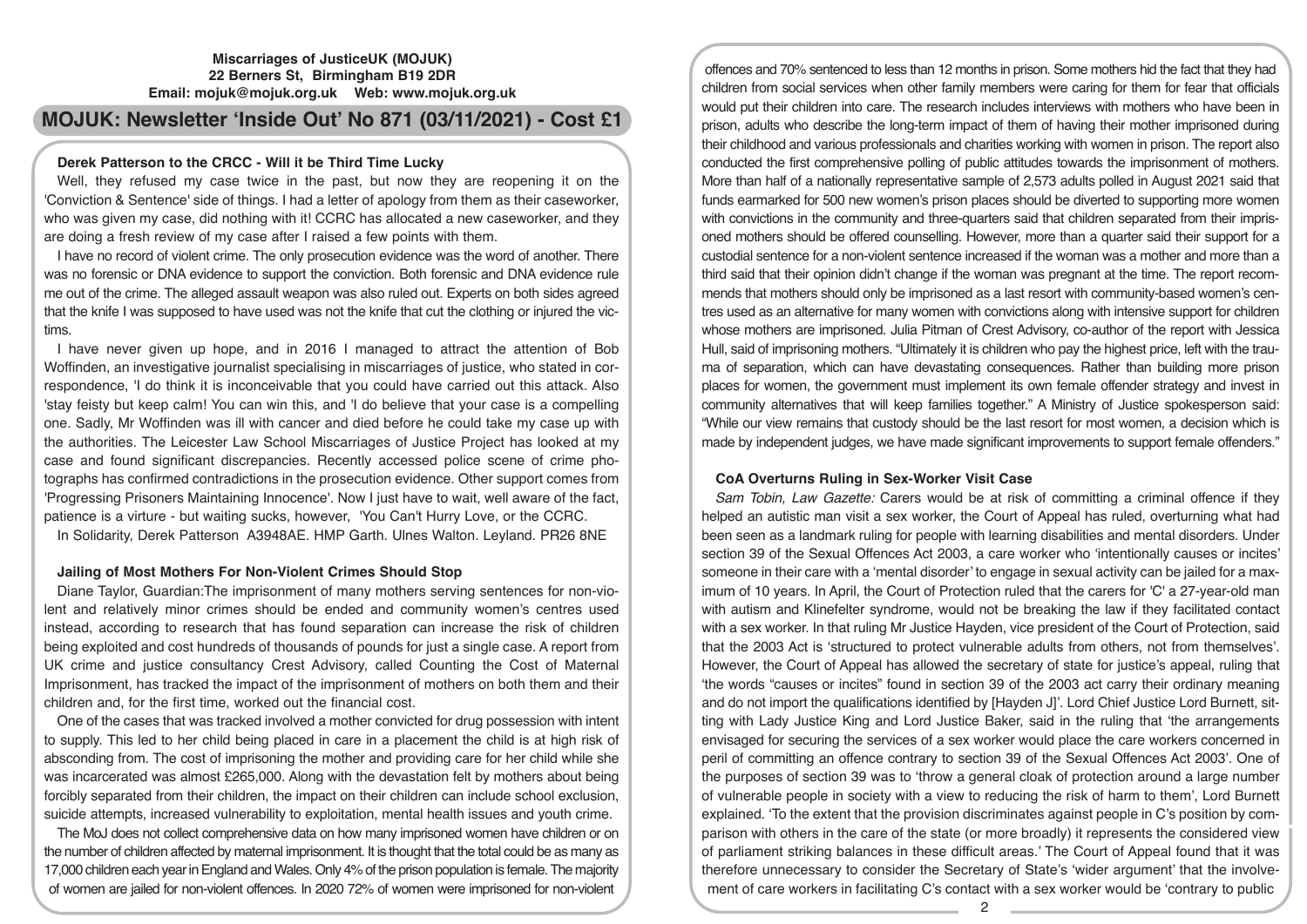**Miscarriages of JusticeUK (MOJUK)**
**22 Berners St, Birmingham B19 2DR**
**Email: mojuk@mojuk.org.uk Web: www.mojuk.org.uk**

# MOJUK: Newsletter 'Inside Out' No 871 (03/11/2021) - Cost £1

### Derek Patterson to the CRCC - Will it be Third Time Lucky

Well, they refused my case twice in the past, but now they are reopening it on the 'Conviction & Sentence' side of things. I had a letter of apology from them as their caseworker, who was given my case, did nothing with it! CCRC has allocated a new caseworker, and they are doing a fresh review of my case after I raised a few points with them.

I have no record of violent crime. The only prosecution evidence was the word of another. There was no forensic or DNA evidence to support the conviction. Both forensic and DNA evidence rule me out of the crime. The alleged assault weapon was also ruled out. Experts on both sides agreed that the knife I was supposed to have used was not the knife that cut the clothing or injured the victims.

I have never given up hope, and in 2016 I managed to attract the attention of Bob Woffinden, an investigative journalist specialising in miscarriages of justice, who stated in correspondence, 'I do think it is inconceivable that you could have carried out this attack. Also 'stay feisty but keep calm! You can win this, and 'I do believe that your case is a compelling one. Sadly, Mr Woffinden was ill with cancer and died before he could take my case up with the authorities. The Leicester Law School Miscarriages of Justice Project has looked at my case and found significant discrepancies. Recently accessed police scene of crime photographs has confirmed contradictions in the prosecution evidence. Other support comes from 'Progressing Prisoners Maintaining Innocence'. Now I just have to wait, well aware of the fact, patience is a virtue - but waiting sucks, however, 'You Can't Hurry Love, or the CCRC.

In Solidarity, Derek Patterson A3948AE. HMP Garth. Ulnes Walton. Leyland. PR26 8NE

### Jailing of Most Mothers For Non-Violent Crimes Should Stop

Diane Taylor, Guardian:The imprisonment of many mothers serving sentences for non-violent and relatively minor crimes should be ended and community women's centres used instead, according to research that has found separation can increase the risk of children being exploited and cost hundreds of thousands of pounds for just a single case. A report from UK crime and justice consultancy Crest Advisory, called Counting the Cost of Maternal Imprisonment, has tracked the impact of the imprisonment of mothers on both them and their children and, for the first time, worked out the financial cost.

One of the cases that was tracked involved a mother convicted for drug possession with intent to supply. This led to her child being placed in care in a placement the child is at high risk of absconding from. The cost of imprisoning the mother and providing care for her child while she was incarcerated was almost £265,000. Along with the devastation felt by mothers about being forcibly separated from their children, the impact on their children can include school exclusion, suicide attempts, increased vulnerability to exploitation, mental health issues and youth crime.

The MoJ does not collect comprehensive data on how many imprisoned women have children or on the number of children affected by maternal imprisonment. It is thought that the total could be as many as 17,000 children each year in England and Wales. Only 4% of the prison population is female. The majority of women are jailed for non-violent offences. In 2020 72% of women were imprisoned for non-violent offences and 70% sentenced to less than 12 months in prison. Some mothers hid the fact that they had children from social services when other family members were caring for them for fear that officials would put their children into care. The research includes interviews with mothers who have been in prison, adults who describe the long-term impact of them of having their mother imprisoned during their childhood and various professionals and charities working with women in prison. The report also conducted the first comprehensive polling of public attitudes towards the imprisonment of mothers. More than half of a nationally representative sample of 2,573 adults polled in August 2021 said that funds earmarked for 500 new women's prison places should be diverted to supporting more women with convictions in the community and three-quarters said that children separated from their imprisoned mothers should be offered counselling. However, more than a quarter said their support for a custodial sentence for a non-violent sentence increased if the woman was a mother and more than a third said that their opinion didn't change if the woman was pregnant at the time. The report recommends that mothers should only be imprisoned as a last resort with community-based women's centres used as an alternative for many women with convictions along with intensive support for children whose mothers are imprisoned. Julia Pitman of Crest Advisory, co-author of the report with Jessica Hull, said of imprisoning mothers. "Ultimately it is children who pay the highest price, left with the trauma of separation, which can have devastating consequences. Rather than building more prison places for women, the government must implement its own female offender strategy and invest in community alternatives that will keep families together." A Ministry of Justice spokesperson said: "While our view remains that custody should be the last resort for most women, a decision which is made by independent judges, we have made significant improvements to support female offenders."

### CoA Overturns Ruling in Sex-Worker Visit Case

*Sam Tobin, Law Gazette:* Carers would be at risk of committing a criminal offence if they helped an autistic man visit a sex worker, the Court of Appeal has ruled, overturning what had been seen as a landmark ruling for people with learning disabilities and mental disorders. Under section 39 of the Sexual Offences Act 2003, a care worker who 'intentionally causes or incites' someone in their care with a 'mental disorder' to engage in sexual activity can be jailed for a maximum of 10 years. In April, the Court of Protection ruled that the carers for 'C' a 27-year-old man with autism and Klinefelter syndrome, would not be breaking the law if they facilitated contact with a sex worker. In that ruling Mr Justice Hayden, vice president of the Court of Protection, said that the 2003 Act is 'structured to protect vulnerable adults from others, not from themselves'. However, the Court of Appeal has allowed the secretary of state for justice's appeal, ruling that 'the words "causes or incites" found in section 39 of the 2003 act carry their ordinary meaning and do not import the qualifications identified by [Hayden J]'. Lord Chief Justice Lord Burnett, sitting with Lady Justice King and Lord Justice Baker, said in the ruling that 'the arrangements envisaged for securing the services of a sex worker would place the care workers concerned in peril of committing an offence contrary to section 39 of the Sexual Offences Act 2003'. One of the purposes of section 39 was to 'throw a general cloak of protection around a large number of vulnerable people in society with a view to reducing the risk of harm to them', Lord Burnett explained. 'To the extent that the provision discriminates against people in C's position by comparison with others in the care of the state (or more broadly) it represents the considered view of parliament striking balances in these difficult areas.' The Court of Appeal found that it was therefore unnecessary to consider the Secretary of State's 'wider argument' that the involvement of care workers in facilitating C's contact with a sex worker would be 'contrary to public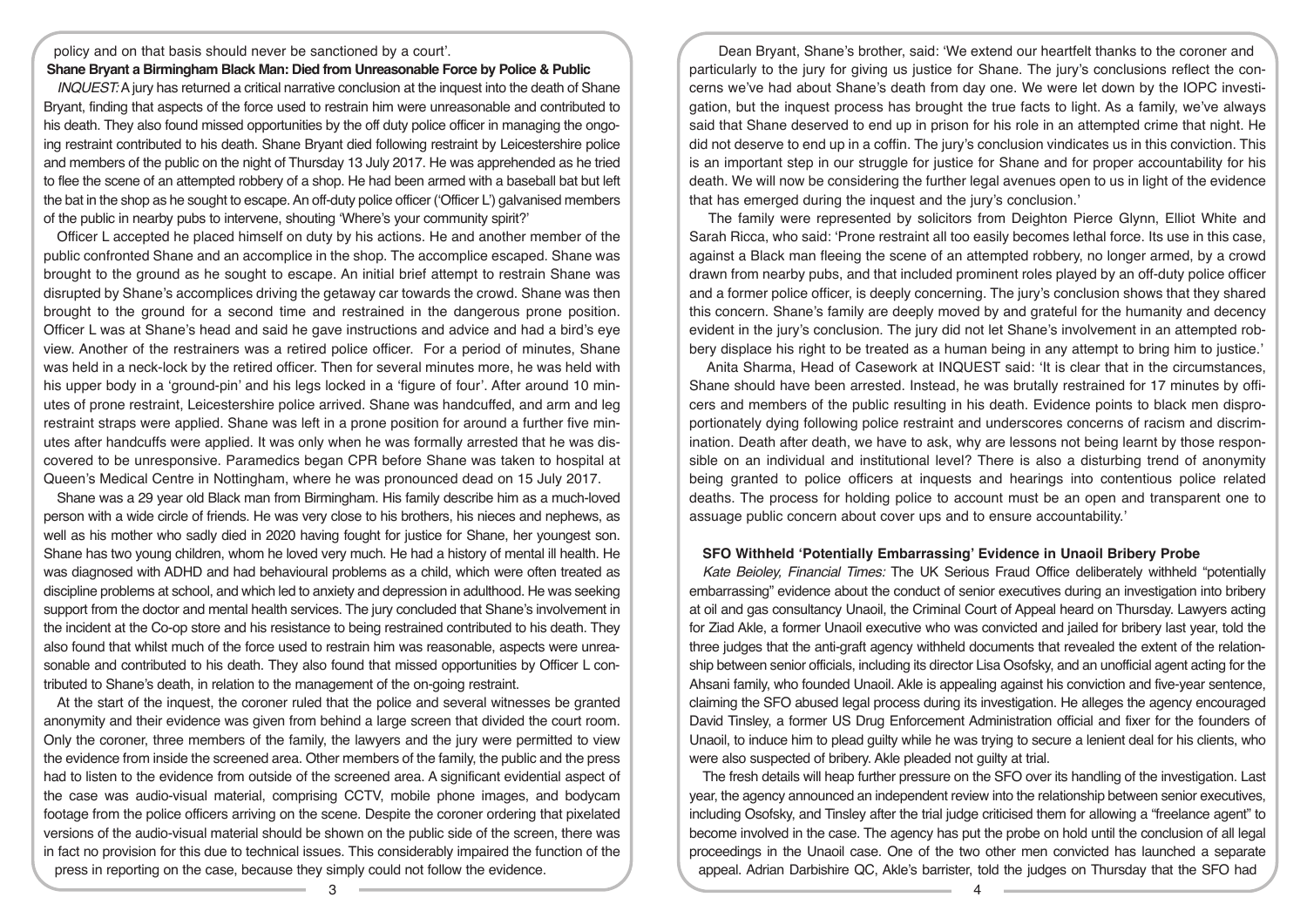policy and on that basis should never be sanctioned by a court'.

**Shane Bryant a Birmingham Black Man: Died from Unreasonable Force by Police & Public**

*INQUEST:* A jury has returned a critical narrative conclusion at the inquest into the death of Shane Bryant, finding that aspects of the force used to restrain him were unreasonable and contributed to his death. They also found missed opportunities by the off duty police officer in managing the ongoing restraint contributed to his death. Shane Bryant died following restraint by Leicestershire police and members of the public on the night of Thursday 13 July 2017. He was apprehended as he tried to flee the scene of an attempted robbery of a shop. He had been armed with a baseball bat but left the bat in the shop as he sought to escape. An off-duty police officer ('Officer L') galvanised members of the public in nearby pubs to intervene, shouting 'Where's your community spirit?'

Officer L accepted he placed himself on duty by his actions. He and another member of the public confronted Shane and an accomplice in the shop. The accomplice escaped. Shane was brought to the ground as he sought to escape. An initial brief attempt to restrain Shane was disrupted by Shane's accomplices driving the getaway car towards the crowd. Shane was then brought to the ground for a second time and restrained in the dangerous prone position. Officer L was at Shane's head and said he gave instructions and advice and had a bird's eye view. Another of the restrainers was a retired police officer. For a period of minutes, Shane was held in a neck-lock by the retired officer. Then for several minutes more, he was held with his upper body in a 'ground-pin' and his legs locked in a 'figure of four'. After around 10 minutes of prone restraint, Leicestershire police arrived. Shane was handcuffed, and arm and leg restraint straps were applied. Shane was left in a prone position for around a further five minutes after handcuffs were applied. It was only when he was formally arrested that he was discovered to be unresponsive. Paramedics began CPR before Shane was taken to hospital at Queen's Medical Centre in Nottingham, where he was pronounced dead on 15 July 2017.

Shane was a 29 year old Black man from Birmingham. His family describe him as a much-loved person with a wide circle of friends. He was very close to his brothers, his nieces and nephews, as well as his mother who sadly died in 2020 having fought for justice for Shane, her youngest son. Shane has two young children, whom he loved very much. He had a history of mental ill health. He was diagnosed with ADHD and had behavioural problems as a child, which were often treated as discipline problems at school, and which led to anxiety and depression in adulthood. He was seeking support from the doctor and mental health services. The jury concluded that Shane's involvement in the incident at the Co-op store and his resistance to being restrained contributed to his death. They also found that whilst much of the force used to restrain him was reasonable, aspects were unreasonable and contributed to his death. They also found that missed opportunities by Officer L contributed to Shane's death, in relation to the management of the on-going restraint.

At the start of the inquest, the coroner ruled that the police and several witnesses be granted anonymity and their evidence was given from behind a large screen that divided the court room. Only the coroner, three members of the family, the lawyers and the jury were permitted to view the evidence from inside the screened area. Other members of the family, the public and the press had to listen to the evidence from outside of the screened area. A significant evidential aspect of the case was audio-visual material, comprising CCTV, mobile phone images, and bodycam footage from the police officers arriving on the scene. Despite the coroner ordering that pixelated versions of the audio-visual material should be shown on the public side of the screen, there was in fact no provision for this due to technical issues. This considerably impaired the function of the press in reporting on the case, because they simply could not follow the evidence.

Dean Bryant, Shane's brother, said: 'We extend our heartfelt thanks to the coroner and particularly to the jury for giving us justice for Shane. The jury's conclusions reflect the concerns we've had about Shane's death from day one. We were let down by the IOPC investigation, but the inquest process has brought the true facts to light. As a family, we've always said that Shane deserved to end up in prison for his role in an attempted crime that night. He did not deserve to end up in a coffin. The jury's conclusion vindicates us in this conviction. This is an important step in our struggle for justice for Shane and for proper accountability for his death. We will now be considering the further legal avenues open to us in light of the evidence that has emerged during the inquest and the jury's conclusion.'

The family were represented by solicitors from Deighton Pierce Glynn, Elliot White and Sarah Ricca, who said: 'Prone restraint all too easily becomes lethal force. Its use in this case, against a Black man fleeing the scene of an attempted robbery, no longer armed, by a crowd drawn from nearby pubs, and that included prominent roles played by an off-duty police officer and a former police officer, is deeply concerning. The jury's conclusion shows that they shared this concern. Shane's family are deeply moved by and grateful for the humanity and decency evident in the jury's conclusion. The jury did not let Shane's involvement in an attempted robbery displace his right to be treated as a human being in any attempt to bring him to justice.'

Anita Sharma, Head of Casework at INQUEST said: 'It is clear that in the circumstances, Shane should have been arrested. Instead, he was brutally restrained for 17 minutes by officers and members of the public resulting in his death. Evidence points to black men disproportionately dying following police restraint and underscores concerns of racism and discrimination. Death after death, we have to ask, why are lessons not being learnt by those responsible on an individual and institutional level? There is also a disturbing trend of anonymity being granted to police officers at inquests and hearings into contentious police related deaths. The process for holding police to account must be an open and transparent one to assuage public concern about cover ups and to ensure accountability.'

**SFO Withheld 'Potentially Embarrassing' Evidence in Unaoil Bribery Probe**

*Kate Beioley, Financial Times:* The UK Serious Fraud Office deliberately withheld "potentially embarrassing" evidence about the conduct of senior executives during an investigation into bribery at oil and gas consultancy Unaoil, the Criminal Court of Appeal heard on Thursday. Lawyers acting for Ziad Akle, a former Unaoil executive who was convicted and jailed for bribery last year, told the three judges that the anti-graft agency withheld documents that revealed the extent of the relationship between senior officials, including its director Lisa Osofsky, and an unofficial agent acting for the Ahsani family, who founded Unaoil. Akle is appealing against his conviction and five-year sentence, claiming the SFO abused legal process during its investigation. He alleges the agency encouraged David Tinsley, a former US Drug Enforcement Administration official and fixer for the founders of Unaoil, to induce him to plead guilty while he was trying to secure a lenient deal for his clients, who were also suspected of bribery. Akle pleaded not guilty at trial.

The fresh details will heap further pressure on the SFO over its handling of the investigation. Last year, the agency announced an independent review into the relationship between senior executives, including Osofsky, and Tinsley after the trial judge criticised them for allowing a "freelance agent" to become involved in the case. The agency has put the probe on hold until the conclusion of all legal proceedings in the Unaoil case. One of the two other men convicted has launched a separate appeal. Adrian Darbishire QC, Akle's barrister, told the judges on Thursday that the SFO had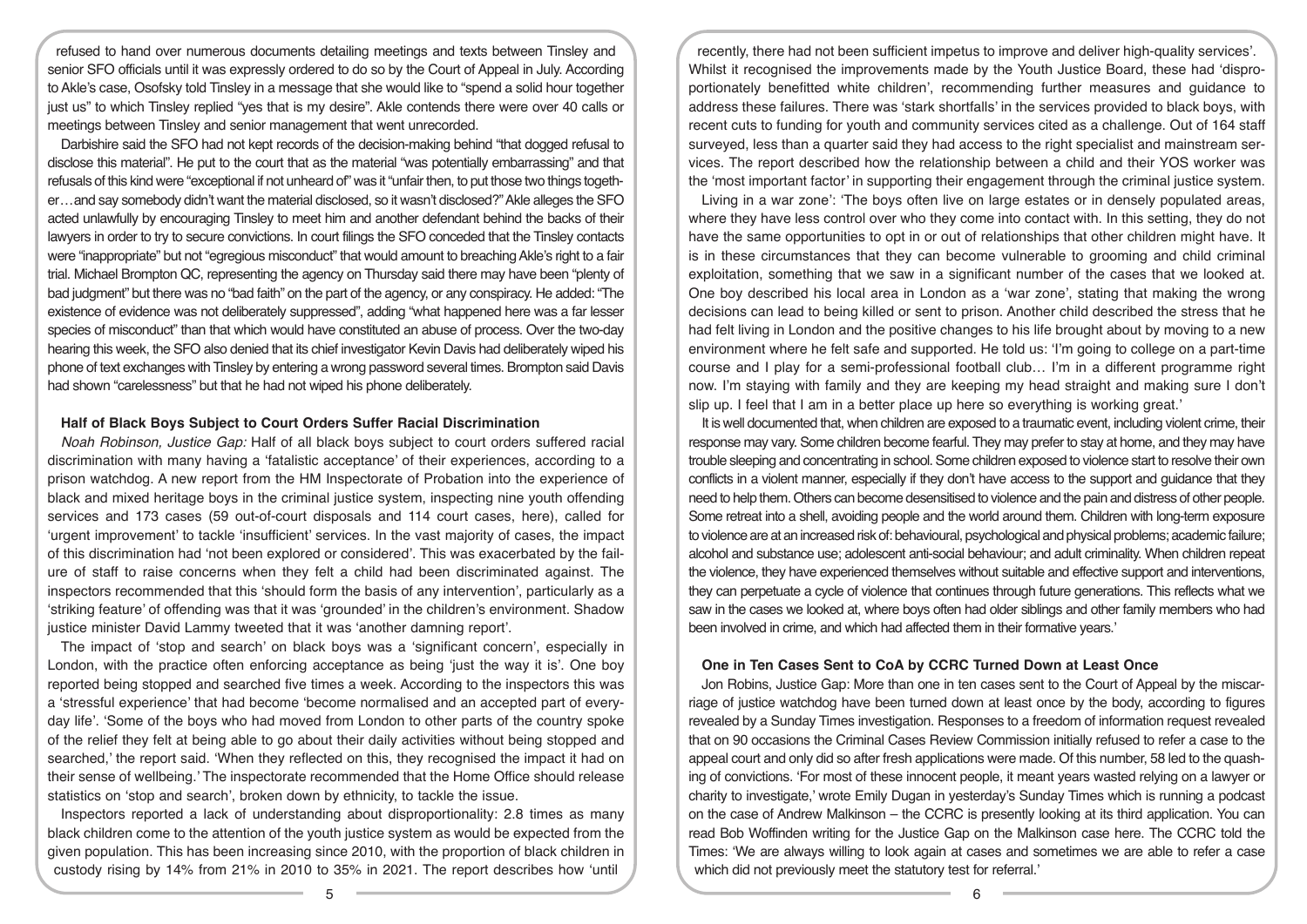refused to hand over numerous documents detailing meetings and texts between Tinsley and senior SFO officials until it was expressly ordered to do so by the Court of Appeal in July. According to Akle's case, Osofsky told Tinsley in a message that she would like to "spend a solid hour together just us" to which Tinsley replied "yes that is my desire". Akle contends there were over 40 calls or meetings between Tinsley and senior management that went unrecorded.

Darbishire said the SFO had not kept records of the decision-making behind "that dogged refusal to disclose this material". He put to the court that as the material "was potentially embarrassing" and that refusals of this kind were "exceptional if not unheard of" was it "unfair then, to put those two things together…and say somebody didn't want the material disclosed, so it wasn't disclosed?" Akle alleges the SFO acted unlawfully by encouraging Tinsley to meet him and another defendant behind the backs of their lawyers in order to try to secure convictions. In court filings the SFO conceded that the Tinsley contacts were "inappropriate" but not "egregious misconduct" that would amount to breaching Akle's right to a fair trial. Michael Brompton QC, representing the agency on Thursday said there may have been "plenty of bad judgment" but there was no "bad faith" on the part of the agency, or any conspiracy. He added: "The existence of evidence was not deliberately suppressed", adding "what happened here was a far lesser species of misconduct" than that which would have constituted an abuse of process. Over the two-day hearing this week, the SFO also denied that its chief investigator Kevin Davis had deliberately wiped his phone of text exchanges with Tinsley by entering a wrong password several times. Brompton said Davis had shown "carelessness" but that he had not wiped his phone deliberately.

### Half of Black Boys Subject to Court Orders Suffer Racial Discrimination

*Noah Robinson, Justice Gap:* Half of all black boys subject to court orders suffered racial discrimination with many having a 'fatalistic acceptance' of their experiences, according to a prison watchdog. A new report from the HM Inspectorate of Probation into the experience of black and mixed heritage boys in the criminal justice system, inspecting nine youth offending services and 173 cases (59 out-of-court disposals and 114 court cases, here), called for 'urgent improvement' to tackle 'insufficient' services. In the vast majority of cases, the impact of this discrimination had 'not been explored or considered'. This was exacerbated by the failure of staff to raise concerns when they felt a child had been discriminated against. The inspectors recommended that this 'should form the basis of any intervention', particularly as a 'striking feature' of offending was that it was 'grounded' in the children's environment. Shadow justice minister David Lammy tweeted that it was 'another damning report'.

The impact of 'stop and search' on black boys was a 'significant concern', especially in London, with the practice often enforcing acceptance as being 'just the way it is'. One boy reported being stopped and searched five times a week. According to the inspectors this was a 'stressful experience' that had become 'become normalised and an accepted part of everyday life'. 'Some of the boys who had moved from London to other parts of the country spoke of the relief they felt at being able to go about their daily activities without being stopped and searched,' the report said. 'When they reflected on this, they recognised the impact it had on their sense of wellbeing.' The inspectorate recommended that the Home Office should release statistics on 'stop and search', broken down by ethnicity, to tackle the issue.

Inspectors reported a lack of understanding about disproportionality: 2.8 times as many black children come to the attention of the youth justice system as would be expected from the given population. This has been increasing since 2010, with the proportion of black children in custody rising by 14% from 21% in 2010 to 35% in 2021. The report describes how 'until recently, there had not been sufficient impetus to improve and deliver high-quality services'. Whilst it recognised the improvements made by the Youth Justice Board, these had 'disproportionately benefitted white children', recommending further measures and guidance to address these failures. There was 'stark shortfalls' in the services provided to black boys, with recent cuts to funding for youth and community services cited as a challenge. Out of 164 staff surveyed, less than a quarter said they had access to the right specialist and mainstream services. The report described how the relationship between a child and their YOS worker was the 'most important factor' in supporting their engagement through the criminal justice system.

Living in a war zone': 'The boys often live on large estates or in densely populated areas, where they have less control over who they come into contact with. In this setting, they do not have the same opportunities to opt in or out of relationships that other children might have. It is in these circumstances that they can become vulnerable to grooming and child criminal exploitation, something that we saw in a significant number of the cases that we looked at. One boy described his local area in London as a 'war zone', stating that making the wrong decisions can lead to being killed or sent to prison. Another child described the stress that he had felt living in London and the positive changes to his life brought about by moving to a new environment where he felt safe and supported. He told us: 'I'm going to college on a part-time course and I play for a semi-professional football club… I'm in a different programme right now. I'm staying with family and they are keeping my head straight and making sure I don't slip up. I feel that I am in a better place up here so everything is working great.'

It is well documented that, when children are exposed to a traumatic event, including violent crime, their response may vary. Some children become fearful. They may prefer to stay at home, and they may have trouble sleeping and concentrating in school. Some children exposed to violence start to resolve their own conflicts in a violent manner, especially if they don't have access to the support and guidance that they need to help them. Others can become desensitised to violence and the pain and distress of other people. Some retreat into a shell, avoiding people and the world around them. Children with long-term exposure to violence are at an increased risk of: behavioural, psychological and physical problems; academic failure; alcohol and substance use; adolescent anti-social behaviour; and adult criminality. When children repeat the violence, they have experienced themselves without suitable and effective support and interventions, they can perpetuate a cycle of violence that continues through future generations. This reflects what we saw in the cases we looked at, where boys often had older siblings and other family members who had been involved in crime, and which had affected them in their formative years.'

### One in Ten Cases Sent to CoA by CCRC Turned Down at Least Once

Jon Robins, Justice Gap: More than one in ten cases sent to the Court of Appeal by the miscarriage of justice watchdog have been turned down at least once by the body, according to figures revealed by a Sunday Times investigation. Responses to a freedom of information request revealed that on 90 occasions the Criminal Cases Review Commission initially refused to refer a case to the appeal court and only did so after fresh applications were made. Of this number, 58 led to the quashing of convictions. 'For most of these innocent people, it meant years wasted relying on a lawyer or charity to investigate,' wrote Emily Dugan in yesterday's Sunday Times which is running a podcast on the case of Andrew Malkinson – the CCRC is presently looking at its third application. You can read Bob Woffinden writing for the Justice Gap on the Malkinson case here. The CCRC told the Times: 'We are always willing to look again at cases and sometimes we are able to refer a case which did not previously meet the statutory test for referral.'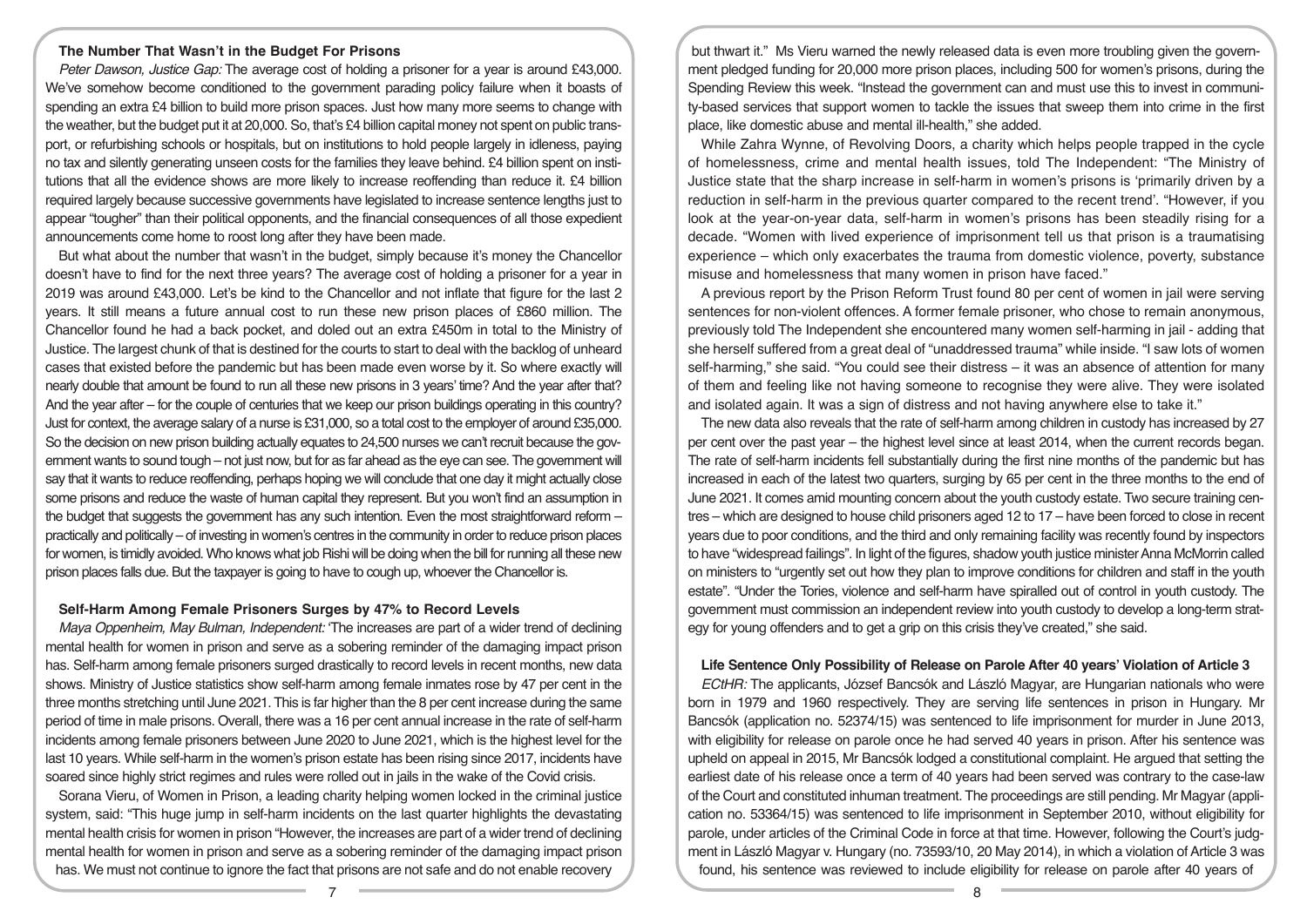### The Number That Wasn't in the Budget For Prisons

*Peter Dawson, Justice Gap:* The average cost of holding a prisoner for a year is around £43,000. We've somehow become conditioned to the government parading policy failure when it boasts of spending an extra £4 billion to build more prison spaces. Just how many more seems to change with the weather, but the budget put it at 20,000. So, that's £4 billion capital money not spent on public transport, or refurbishing schools or hospitals, but on institutions to hold people largely in idleness, paying no tax and silently generating unseen costs for the families they leave behind. £4 billion spent on institutions that all the evidence shows are more likely to increase reoffending than reduce it. £4 billion required largely because successive governments have legislated to increase sentence lengths just to appear "tougher" than their political opponents, and the financial consequences of all those expedient announcements come home to roost long after they have been made.

But what about the number that wasn't in the budget, simply because it's money the Chancellor doesn't have to find for the next three years? The average cost of holding a prisoner for a year in 2019 was around £43,000. Let's be kind to the Chancellor and not inflate that figure for the last 2 years. It still means a future annual cost to run these new prison places of £860 million. The Chancellor found he had a back pocket, and doled out an extra £450m in total to the Ministry of Justice. The largest chunk of that is destined for the courts to start to deal with the backlog of unheard cases that existed before the pandemic but has been made even worse by it. So where exactly will nearly double that amount be found to run all these new prisons in 3 years' time? And the year after that? And the year after – for the couple of centuries that we keep our prison buildings operating in this country? Just for context, the average salary of a nurse is £31,000, so a total cost to the employer of around £35,000. So the decision on new prison building actually equates to 24,500 nurses we can't recruit because the government wants to sound tough – not just now, but for as far ahead as the eye can see. The government will say that it wants to reduce reoffending, perhaps hoping we will conclude that one day it might actually close some prisons and reduce the waste of human capital they represent. But you won't find an assumption in the budget that suggests the government has any such intention. Even the most straightforward reform – practically and politically – of investing in women's centres in the community in order to reduce prison places for women, is timidly avoided. Who knows what job Rishi will be doing when the bill for running all these new prison places falls due. But the taxpayer is going to have to cough up, whoever the Chancellor is.

### Self-Harm Among Female Prisoners Surges by 47% to Record Levels

*Maya Oppenheim, May Bulman, Independent:* 'The increases are part of a wider trend of declining mental health for women in prison and serve as a sobering reminder of the damaging impact prison has. Self-harm among female prisoners surged drastically to record levels in recent months, new data shows. Ministry of Justice statistics show self-harm among female inmates rose by 47 per cent in the three months stretching until June 2021. This is far higher than the 8 per cent increase during the same period of time in male prisons. Overall, there was a 16 per cent annual increase in the rate of self-harm incidents among female prisoners between June 2020 to June 2021, which is the highest level for the last 10 years. While self-harm in the women's prison estate has been rising since 2017, incidents have soared since highly strict regimes and rules were rolled out in jails in the wake of the Covid crisis.

Sorana Vieru, of Women in Prison, a leading charity helping women locked in the criminal justice system, said: "This huge jump in self-harm incidents on the last quarter highlights the devastating mental health crisis for women in prison "However, the increases are part of a wider trend of declining mental health for women in prison and serve as a sobering reminder of the damaging impact prison has. We must not continue to ignore the fact that prisons are not safe and do not enable recovery but thwart it." Ms Vieru warned the newly released data is even more troubling given the government pledged funding for 20,000 more prison places, including 500 for women's prisons, during the Spending Review this week. "Instead the government can and must use this to invest in community-based services that support women to tackle the issues that sweep them into crime in the first place, like domestic abuse and mental ill-health," she added.

While Zahra Wynne, of Revolving Doors, a charity which helps people trapped in the cycle of homelessness, crime and mental health issues, told The Independent: "The Ministry of Justice state that the sharp increase in self-harm in women's prisons is 'primarily driven by a reduction in self-harm in the previous quarter compared to the recent trend'. "However, if you look at the year-on-year data, self-harm in women's prisons has been steadily rising for a decade. "Women with lived experience of imprisonment tell us that prison is a traumatising experience – which only exacerbates the trauma from domestic violence, poverty, substance misuse and homelessness that many women in prison have faced."

A previous report by the Prison Reform Trust found 80 per cent of women in jail were serving sentences for non-violent offences. A former female prisoner, who chose to remain anonymous, previously told The Independent she encountered many women self-harming in jail - adding that she herself suffered from a great deal of "unaddressed trauma" while inside. "I saw lots of women self-harming," she said. "You could see their distress – it was an absence of attention for many of them and feeling like not having someone to recognise they were alive. They were isolated and isolated again. It was a sign of distress and not having anywhere else to take it."

The new data also reveals that the rate of self-harm among children in custody has increased by 27 per cent over the past year – the highest level since at least 2014, when the current records began. The rate of self-harm incidents fell substantially during the first nine months of the pandemic but has increased in each of the latest two quarters, surging by 65 per cent in the three months to the end of June 2021. It comes amid mounting concern about the youth custody estate. Two secure training centres – which are designed to house child prisoners aged 12 to 17 – have been forced to close in recent years due to poor conditions, and the third and only remaining facility was recently found by inspectors to have "widespread failings". In light of the figures, shadow youth justice minister Anna McMorrin called on ministers to "urgently set out how they plan to improve conditions for children and staff in the youth estate". "Under the Tories, violence and self-harm have spiralled out of control in youth custody. The government must commission an independent review into youth custody to develop a long-term strategy for young offenders and to get a grip on this crisis they've created," she said.

### Life Sentence Only Possibility of Release on Parole After 40 years' Violation of Article 3

*ECtHR:* The applicants, József Bancsók and László Magyar, are Hungarian nationals who were born in 1979 and 1960 respectively. They are serving life sentences in prison in Hungary. Mr Bancsók (application no. 52374/15) was sentenced to life imprisonment for murder in June 2013, with eligibility for release on parole once he had served 40 years in prison. After his sentence was upheld on appeal in 2015, Mr Bancsók lodged a constitutional complaint. He argued that setting the earliest date of his release once a term of 40 years had been served was contrary to the case-law of the Court and constituted inhuman treatment. The proceedings are still pending. Mr Magyar (application no. 53364/15) was sentenced to life imprisonment in September 2010, without eligibility for parole, under articles of the Criminal Code in force at that time. However, following the Court's judgment in László Magyar v. Hungary (no. 73593/10, 20 May 2014), in which a violation of Article 3 was found, his sentence was reviewed to include eligibility for release on parole after 40 years of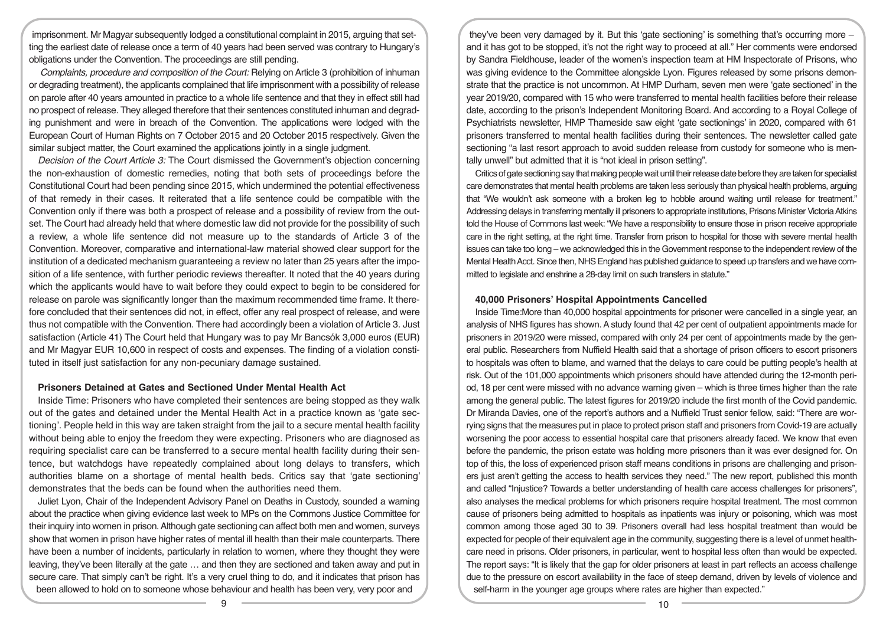imprisonment. Mr Magyar subsequently lodged a constitutional complaint in 2015, arguing that setting the earliest date of release once a term of 40 years had been served was contrary to Hungary's obligations under the Convention. The proceedings are still pending.

*Complaints, procedure and composition of the Court:* Relying on Article 3 (prohibition of inhuman or degrading treatment), the applicants complained that life imprisonment with a possibility of release on parole after 40 years amounted in practice to a whole life sentence and that they in effect still had no prospect of release. They alleged therefore that their sentences constituted inhuman and degrading punishment and were in breach of the Convention. The applications were lodged with the European Court of Human Rights on 7 October 2015 and 20 October 2015 respectively. Given the similar subject matter, the Court examined the applications jointly in a single judgment.

*Decision of the Court Article 3:* The Court dismissed the Government's objection concerning the non-exhaustion of domestic remedies, noting that both sets of proceedings before the Constitutional Court had been pending since 2015, which undermined the potential effectiveness of that remedy in their cases. It reiterated that a life sentence could be compatible with the Convention only if there was both a prospect of release and a possibility of review from the outset. The Court had already held that where domestic law did not provide for the possibility of such a review, a whole life sentence did not measure up to the standards of Article 3 of the Convention. Moreover, comparative and international-law material showed clear support for the institution of a dedicated mechanism guaranteeing a review no later than 25 years after the imposition of a life sentence, with further periodic reviews thereafter. It noted that the 40 years during which the applicants would have to wait before they could expect to begin to be considered for release on parole was significantly longer than the maximum recommended time frame. It therefore concluded that their sentences did not, in effect, offer any real prospect of release, and were thus not compatible with the Convention. There had accordingly been a violation of Article 3. Just satisfaction (Article 41) The Court held that Hungary was to pay Mr Bancsók 3,000 euros (EUR) and Mr Magyar EUR 10,600 in respect of costs and expenses. The finding of a violation constituted in itself just satisfaction for any non-pecuniary damage sustained.

### Prisoners Detained at Gates and Sectioned Under Mental Health Act

Inside Time: Prisoners who have completed their sentences are being stopped as they walk out of the gates and detained under the Mental Health Act in a practice known as 'gate sectioning'. People held in this way are taken straight from the jail to a secure mental health facility without being able to enjoy the freedom they were expecting. Prisoners who are diagnosed as requiring specialist care can be transferred to a secure mental health facility during their sentence, but watchdogs have repeatedly complained about long delays to transfers, which authorities blame on a shortage of mental health beds. Critics say that 'gate sectioning' demonstrates that the beds can be found when the authorities need them.

Juliet Lyon, Chair of the Independent Advisory Panel on Deaths in Custody, sounded a warning about the practice when giving evidence last week to MPs on the Commons Justice Committee for their inquiry into women in prison. Although gate sectioning can affect both men and women, surveys show that women in prison have higher rates of mental ill health than their male counterparts. There have been a number of incidents, particularly in relation to women, where they thought they were leaving, they've been literally at the gate … and then they are sectioned and taken away and put in secure care. That simply can't be right. It's a very cruel thing to do, and it indicates that prison has been allowed to hold on to someone whose behaviour and health has been very, very poor and they've been very damaged by it. But this 'gate sectioning' is something that's occurring more – and it has got to be stopped, it's not the right way to proceed at all." Her comments were endorsed by Sandra Fieldhouse, leader of the women's inspection team at HM Inspectorate of Prisons, who was giving evidence to the Committee alongside Lyon. Figures released by some prisons demonstrate that the practice is not uncommon. At HMP Durham, seven men were 'gate sectioned' in the year 2019/20, compared with 15 who were transferred to mental health facilities before their release date, according to the prison's Independent Monitoring Board. And according to a Royal College of Psychiatrists newsletter, HMP Thameside saw eight 'gate sectionings' in 2020, compared with 61 prisoners transferred to mental health facilities during their sentences. The newsletter called gate sectioning "a last resort approach to avoid sudden release from custody for someone who is mentally unwell" but admitted that it is "not ideal in prison setting".

Critics of gate sectioning say that making people wait until their release date before they are taken for specialist care demonstrates that mental health problems are taken less seriously than physical health problems, arguing that "We wouldn't ask someone with a broken leg to hobble around waiting until release for treatment." Addressing delays in transferring mentally ill prisoners to appropriate institutions, Prisons Minister Victoria Atkins told the House of Commons last week: "We have a responsibility to ensure those in prison receive appropriate care in the right setting, at the right time. Transfer from prison to hospital for those with severe mental health issues can take too long – we acknowledged this in the Government response to the independent review of the Mental Health Act. Since then, NHS England has published guidance to speed up transfers and we have committed to legislate and enshrine a 28-day limit on such transfers in statute."

### 40,000 Prisoners' Hospital Appointments Cancelled

Inside Time:More than 40,000 hospital appointments for prisoner were cancelled in a single year, an analysis of NHS figures has shown. A study found that 42 per cent of outpatient appointments made for prisoners in 2019/20 were missed, compared with only 24 per cent of appointments made by the general public. Researchers from Nuffield Health said that a shortage of prison officers to escort prisoners to hospitals was often to blame, and warned that the delays to care could be putting people's health at risk. Out of the 101,000 appointments which prisoners should have attended during the 12-month period, 18 per cent were missed with no advance warning given – which is three times higher than the rate among the general public. The latest figures for 2019/20 include the first month of the Covid pandemic. Dr Miranda Davies, one of the report's authors and a Nuffield Trust senior fellow, said: "There are worrying signs that the measures put in place to protect prison staff and prisoners from Covid-19 are actually worsening the poor access to essential hospital care that prisoners already faced. We know that even before the pandemic, the prison estate was holding more prisoners than it was ever designed for. On top of this, the loss of experienced prison staff means conditions in prisons are challenging and prisoners just aren't getting the access to health services they need." The new report, published this month and called "Injustice? Towards a better understanding of health care access challenges for prisoners", also analyses the medical problems for which prisoners require hospital treatment. The most common cause of prisoners being admitted to hospitals as inpatients was injury or poisoning, which was most common among those aged 30 to 39. Prisoners overall had less hospital treatment than would be expected for people of their equivalent age in the community, suggesting there is a level of unmet healthcare need in prisons. Older prisoners, in particular, went to hospital less often than would be expected. The report says: "It is likely that the gap for older prisoners at least in part reflects an access challenge due to the pressure on escort availability in the face of steep demand, driven by levels of violence and self-harm in the younger age groups where rates are higher than expected."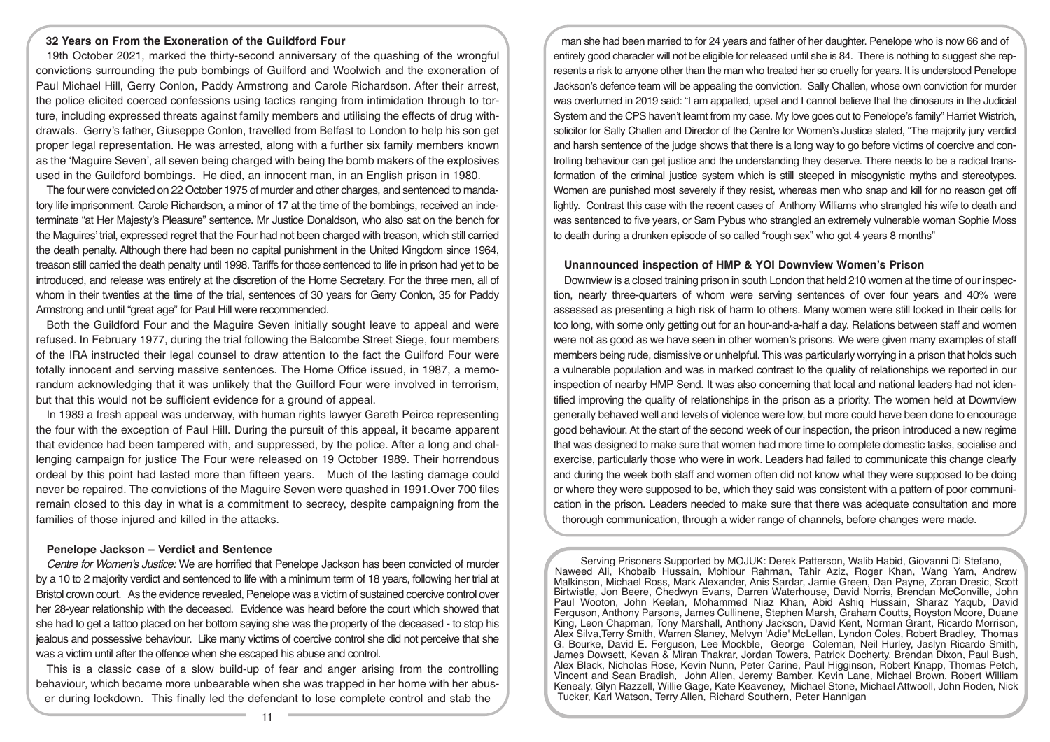### 32 Years on From the Exoneration of the Guildford Four

19th October 2021, marked the thirty-second anniversary of the quashing of the wrongful convictions surrounding the pub bombings of Guilford and Woolwich and the exoneration of Paul Michael Hill, Gerry Conlon, Paddy Armstrong and Carole Richardson. After their arrest, the police elicited coerced confessions using tactics ranging from intimidation through to torture, including expressed threats against family members and utilising the effects of drug withdrawals. Gerry's father, Giuseppe Conlon, travelled from Belfast to London to help his son get proper legal representation. He was arrested, along with a further six family members known as the 'Maguire Seven', all seven being charged with being the bomb makers of the explosives used in the Guildford bombings. He died, an innocent man, in an English prison in 1980.

The four were convicted on 22 October 1975 of murder and other charges, and sentenced to mandatory life imprisonment. Carole Richardson, a minor of 17 at the time of the bombings, received an indeterminate "at Her Majesty's Pleasure" sentence. Mr Justice Donaldson, who also sat on the bench for the Maguires' trial, expressed regret that the Four had not been charged with treason, which still carried the death penalty. Although there had been no capital punishment in the United Kingdom since 1964, treason still carried the death penalty until 1998. Tariffs for those sentenced to life in prison had yet to be introduced, and release was entirely at the discretion of the Home Secretary. For the three men, all of whom in their twenties at the time of the trial, sentences of 30 years for Gerry Conlon, 35 for Paddy Armstrong and until "great age" for Paul Hill were recommended.

Both the Guildford Four and the Maguire Seven initially sought leave to appeal and were refused. In February 1977, during the trial following the Balcombe Street Siege, four members of the IRA instructed their legal counsel to draw attention to the fact the Guilford Four were totally innocent and serving massive sentences. The Home Office issued, in 1987, a memorandum acknowledging that it was unlikely that the Guilford Four were involved in terrorism, but that this would not be sufficient evidence for a ground of appeal.

In 1989 a fresh appeal was underway, with human rights lawyer Gareth Peirce representing the four with the exception of Paul Hill. During the pursuit of this appeal, it became apparent that evidence had been tampered with, and suppressed, by the police. After a long and challenging campaign for justice The Four were released on 19 October 1989. Their horrendous ordeal by this point had lasted more than fifteen years. Much of the lasting damage could never be repaired. The convictions of the Maguire Seven were quashed in 1991.Over 700 files remain closed to this day in what is a commitment to secrecy, despite campaigning from the families of those injured and killed in the attacks.

### Penelope Jackson – Verdict and Sentence

*Centre for Women's Justice:* We are horrified that Penelope Jackson has been convicted of murder by a 10 to 2 majority verdict and sentenced to life with a minimum term of 18 years, following her trial at Bristol crown court. As the evidence revealed, Penelope was a victim of sustained coercive control over her 28-year relationship with the deceased. Evidence was heard before the court which showed that she had to get a tattoo placed on her bottom saying she was the property of the deceased - to stop his jealous and possessive behaviour. Like many victims of coercive control she did not perceive that she was a victim until after the offence when she escaped his abuse and control.

This is a classic case of a slow build-up of fear and anger arising from the controlling behaviour, which became more unbearable when she was trapped in her home with her abuser during lockdown. This finally led the defendant to lose complete control and stab the man she had been married to for 24 years and father of her daughter. Penelope who is now 66 and of entirely good character will not be eligible for released until she is 84. There is nothing to suggest she represents a risk to anyone other than the man who treated her so cruelly for years. It is understood Penelope Jackson's defence team will be appealing the conviction. Sally Challen, whose own conviction for murder was overturned in 2019 said: "I am appalled, upset and I cannot believe that the dinosaurs in the Judicial System and the CPS haven't learnt from my case. My love goes out to Penelope's family" Harriet Wistrich, solicitor for Sally Challen and Director of the Centre for Women's Justice stated, "The majority jury verdict and harsh sentence of the judge shows that there is a long way to go before victims of coercive and controlling behaviour can get justice and the understanding they deserve. There needs to be a radical transformation of the criminal justice system which is still steeped in misogynistic myths and stereotypes. Women are punished most severely if they resist, whereas men who snap and kill for no reason get off lightly. Contrast this case with the recent cases of Anthony Williams who strangled his wife to death and was sentenced to five years, or Sam Pybus who strangled an extremely vulnerable woman Sophie Moss to death during a drunken episode of so called "rough sex" who got 4 years 8 months"

### Unannounced inspection of HMP & YOI Downview Women's Prison

Downview is a closed training prison in south London that held 210 women at the time of our inspection, nearly three-quarters of whom were serving sentences of over four years and 40% were assessed as presenting a high risk of harm to others. Many women were still locked in their cells for too long, with some only getting out for an hour-and-a-half a day. Relations between staff and women were not as good as we have seen in other women's prisons. We were given many examples of staff members being rude, dismissive or unhelpful. This was particularly worrying in a prison that holds such a vulnerable population and was in marked contrast to the quality of relationships we reported in our inspection of nearby HMP Send. It was also concerning that local and national leaders had not identified improving the quality of relationships in the prison as a priority. The women held at Downview generally behaved well and levels of violence were low, but more could have been done to encourage good behaviour. At the start of the second week of our inspection, the prison introduced a new regime that was designed to make sure that women had more time to complete domestic tasks, socialise and exercise, particularly those who were in work. Leaders had failed to communicate this change clearly and during the week both staff and women often did not know what they were supposed to be doing or where they were supposed to be, which they said was consistent with a pattern of poor communication in the prison. Leaders needed to make sure that there was adequate consultation and more thorough communication, through a wider range of channels, before changes were made.

Serving Prisoners Supported by MOJUK: Derek Patterson, Walib Habid, Giovanni Di Stefano, Naweed Ali, Khobaib Hussain, Mohibur Rahman, Tahir Aziz, Roger Khan, Wang Yam, Andrew Malkinson, Michael Ross, Mark Alexander, Anis Sardar, Jamie Green, Dan Payne, Zoran Dresic, Scott Birtwistle, Jon Beere, Chedwyn Evans, Darren Waterhouse, David Norris, Brendan McConville, John Paul Wooton, John Keelan, Mohammed Niaz Khan, Abid Ashiq Hussain, Sharaz Yaqub, David Ferguson, Anthony Parsons, James Cullinene, Stephen Marsh, Graham Coutts, Royston Moore, Duane King, Leon Chapman, Tony Marshall, Anthony Jackson, David Kent, Norman Grant, Ricardo Morrison, Alex Silva,Terry Smith, Warren Slaney, Melvyn 'Adie' McLellan, Lyndon Coles, Robert Bradley, Thomas G. Bourke, David E. Ferguson, Lee Mockble, George Coleman, Neil Hurley, Jaslyn Ricardo Smith, James Dowsett, Kevan & Miran Thakrar, Jordan Towers, Patrick Docherty, Brendan Dixon, Paul Bush, Alex Black, Nicholas Rose, Kevin Nunn, Peter Carine, Paul Higginson, Robert Knapp, Thomas Petch, Vincent and Sean Bradish, John Allen, Jeremy Bamber, Kevin Lane, Michael Brown, Robert William Kenealy, Glyn Razzell, Willie Gage, Kate Keaveney, Michael Stone, Michael Attwooll, John Roden, Nick Tucker, Karl Watson, Terry Allen, Richard Southern, Peter Hannigan